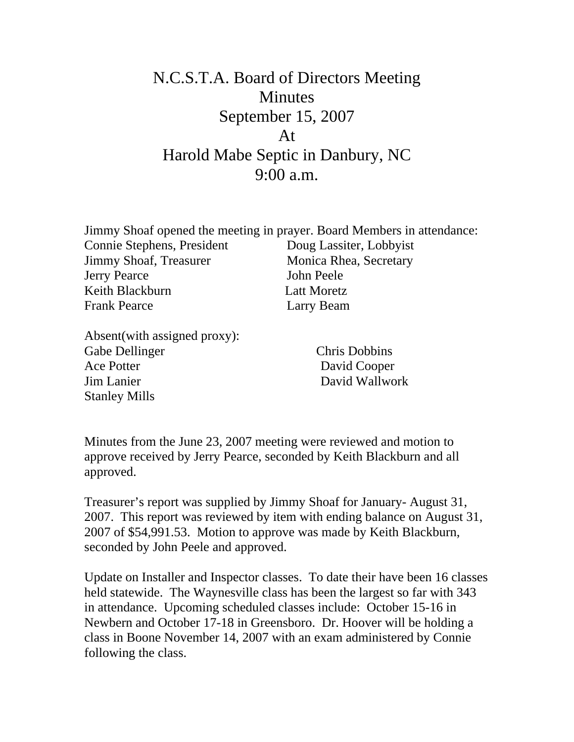# N.C.S.T.A. Board of Directors Meeting Minutes
# September 15, 2007
# At
# Harold Mabe Septic in Danbury, NC
# 9:00 a.m.

Jimmy Shoaf opened the meeting in prayer. Board Members in attendance:

| | |
|---|---|
| Connie Stephens, President | Doug Lassiter, Lobbyist |
| Jimmy Shoaf, Treasurer | Monica Rhea, Secretary |
| Jerry Pearce | John Peele |
| Keith Blackburn | Latt Moretz |
| Frank Pearce | Larry Beam |

Absent(with assigned proxy):

| | |
|---|---|
| Gabe Dellinger | Chris Dobbins |
| Ace Potter | David Cooper |
| Jim Lanier | David Wallwork |
| Stanley Mills | |

Minutes from the June 23, 2007 meeting were reviewed and motion to approve received by Jerry Pearce, seconded by Keith Blackburn and all approved.

Treasurer's report was supplied by Jimmy Shoaf for January- August 31, 2007. This report was reviewed by item with ending balance on August 31, 2007 of $54,991.53. Motion to approve was made by Keith Blackburn, seconded by John Peele and approved.

Update on Installer and Inspector classes. To date their have been 16 classes held statewide. The Waynesville class has been the largest so far with 343 in attendance. Upcoming scheduled classes include: October 15-16 in Newbern and October 17-18 in Greensboro. Dr. Hoover will be holding a class in Boone November 14, 2007 with an exam administered by Connie following the class.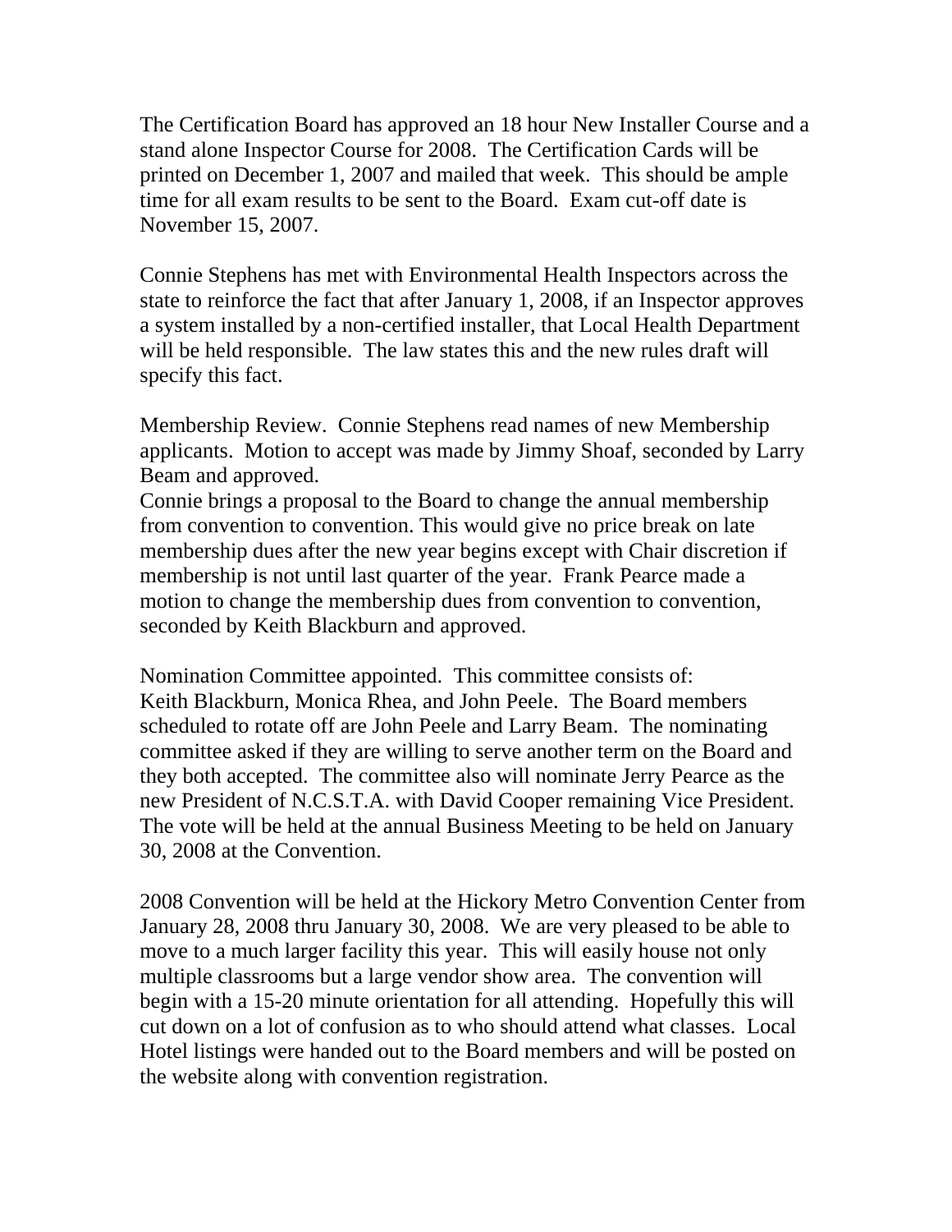The Certification Board has approved an 18 hour New Installer Course and a stand alone Inspector Course for 2008. The Certification Cards will be printed on December 1, 2007 and mailed that week. This should be ample time for all exam results to be sent to the Board. Exam cut-off date is November 15, 2007.

Connie Stephens has met with Environmental Health Inspectors across the state to reinforce the fact that after January 1, 2008, if an Inspector approves a system installed by a non-certified installer, that Local Health Department will be held responsible. The law states this and the new rules draft will specify this fact.

Membership Review. Connie Stephens read names of new Membership applicants. Motion to accept was made by Jimmy Shoaf, seconded by Larry Beam and approved.
Connie brings a proposal to the Board to change the annual membership from convention to convention. This would give no price break on late membership dues after the new year begins except with Chair discretion if membership is not until last quarter of the year. Frank Pearce made a motion to change the membership dues from convention to convention, seconded by Keith Blackburn and approved.

Nomination Committee appointed. This committee consists of:
Keith Blackburn, Monica Rhea, and John Peele. The Board members scheduled to rotate off are John Peele and Larry Beam. The nominating committee asked if they are willing to serve another term on the Board and they both accepted. The committee also will nominate Jerry Pearce as the new President of N.C.S.T.A. with David Cooper remaining Vice President. The vote will be held at the annual Business Meeting to be held on January 30, 2008 at the Convention.

2008 Convention will be held at the Hickory Metro Convention Center from January 28, 2008 thru January 30, 2008. We are very pleased to be able to move to a much larger facility this year. This will easily house not only multiple classrooms but a large vendor show area. The convention will begin with a 15-20 minute orientation for all attending. Hopefully this will cut down on a lot of confusion as to who should attend what classes. Local Hotel listings were handed out to the Board members and will be posted on the website along with convention registration.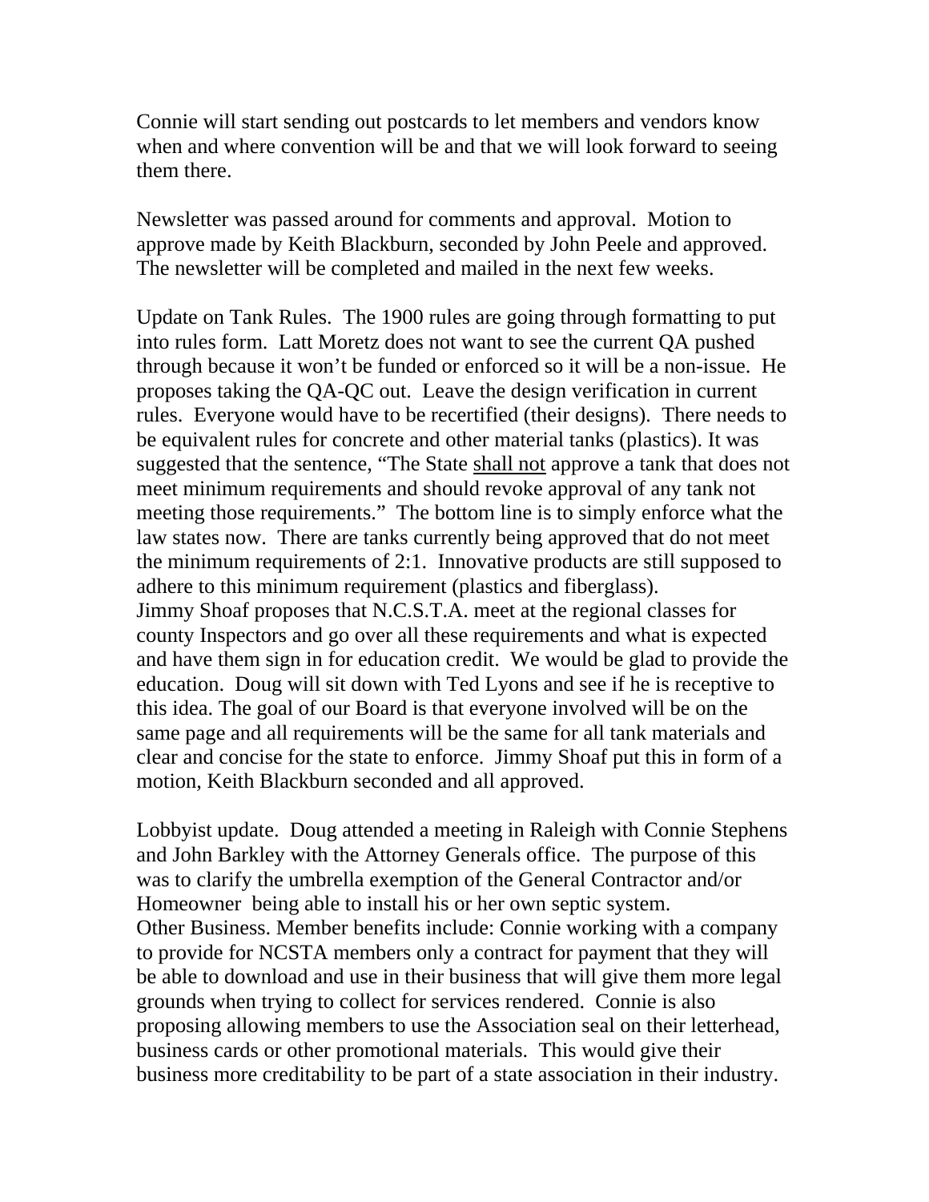Connie will start sending out postcards to let members and vendors know when and where convention will be and that we will look forward to seeing them there.

Newsletter was passed around for comments and approval. Motion to approve made by Keith Blackburn, seconded by John Peele and approved. The newsletter will be completed and mailed in the next few weeks.

Update on Tank Rules. The 1900 rules are going through formatting to put into rules form. Latt Moretz does not want to see the current QA pushed through because it won't be funded or enforced so it will be a non-issue. He proposes taking the QA-QC out. Leave the design verification in current rules. Everyone would have to be recertified (their designs). There needs to be equivalent rules for concrete and other material tanks (plastics). It was suggested that the sentence, "The State <u>shall not</u> approve a tank that does not meet minimum requirements and should revoke approval of any tank not meeting those requirements." The bottom line is to simply enforce what the law states now. There are tanks currently being approved that do not meet the minimum requirements of 2:1. Innovative products are still supposed to adhere to this minimum requirement (plastics and fiberglass).
Jimmy Shoaf proposes that N.C.S.T.A. meet at the regional classes for county Inspectors and go over all these requirements and what is expected and have them sign in for education credit. We would be glad to provide the education. Doug will sit down with Ted Lyons and see if he is receptive to this idea. The goal of our Board is that everyone involved will be on the same page and all requirements will be the same for all tank materials and clear and concise for the state to enforce. Jimmy Shoaf put this in form of a motion, Keith Blackburn seconded and all approved.

Lobbyist update. Doug attended a meeting in Raleigh with Connie Stephens and John Barkley with the Attorney Generals office. The purpose of this was to clarify the umbrella exemption of the General Contractor and/or Homeowner being able to install his or her own septic system.
Other Business. Member benefits include: Connie working with a company to provide for NCSTA members only a contract for payment that they will be able to download and use in their business that will give them more legal grounds when trying to collect for services rendered. Connie is also proposing allowing members to use the Association seal on their letterhead, business cards or other promotional materials. This would give their business more creditability to be part of a state association in their industry.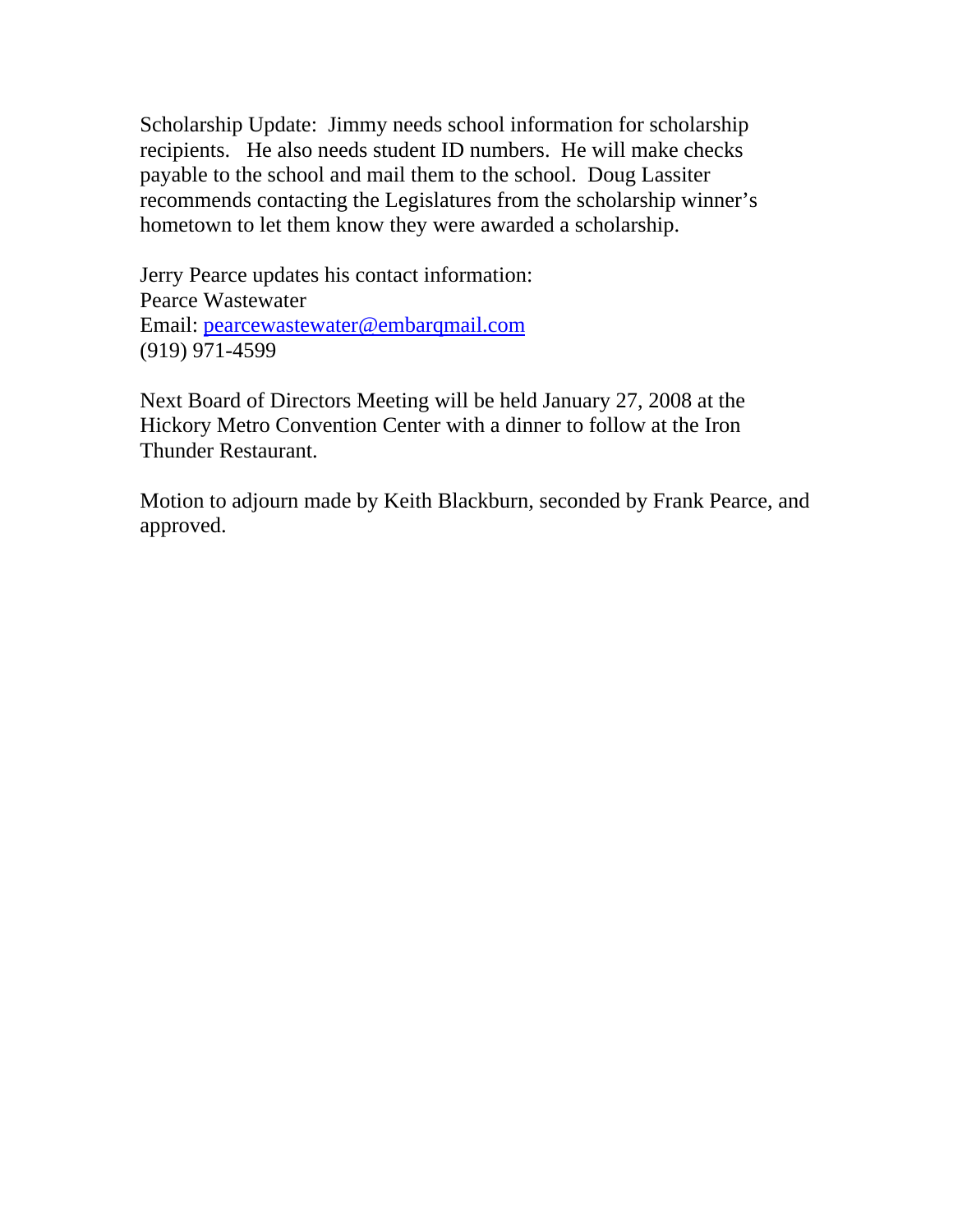Scholarship Update: Jimmy needs school information for scholarship recipients. He also needs student ID numbers. He will make checks payable to the school and mail them to the school. Doug Lassiter recommends contacting the Legislatures from the scholarship winner's hometown to let them know they were awarded a scholarship.

Jerry Pearce updates his contact information:
Pearce Wastewater
Email: pearcewastewater@embarqmail.com
(919) 971-4599

Next Board of Directors Meeting will be held January 27, 2008 at the Hickory Metro Convention Center with a dinner to follow at the Iron Thunder Restaurant.

Motion to adjourn made by Keith Blackburn, seconded by Frank Pearce, and approved.